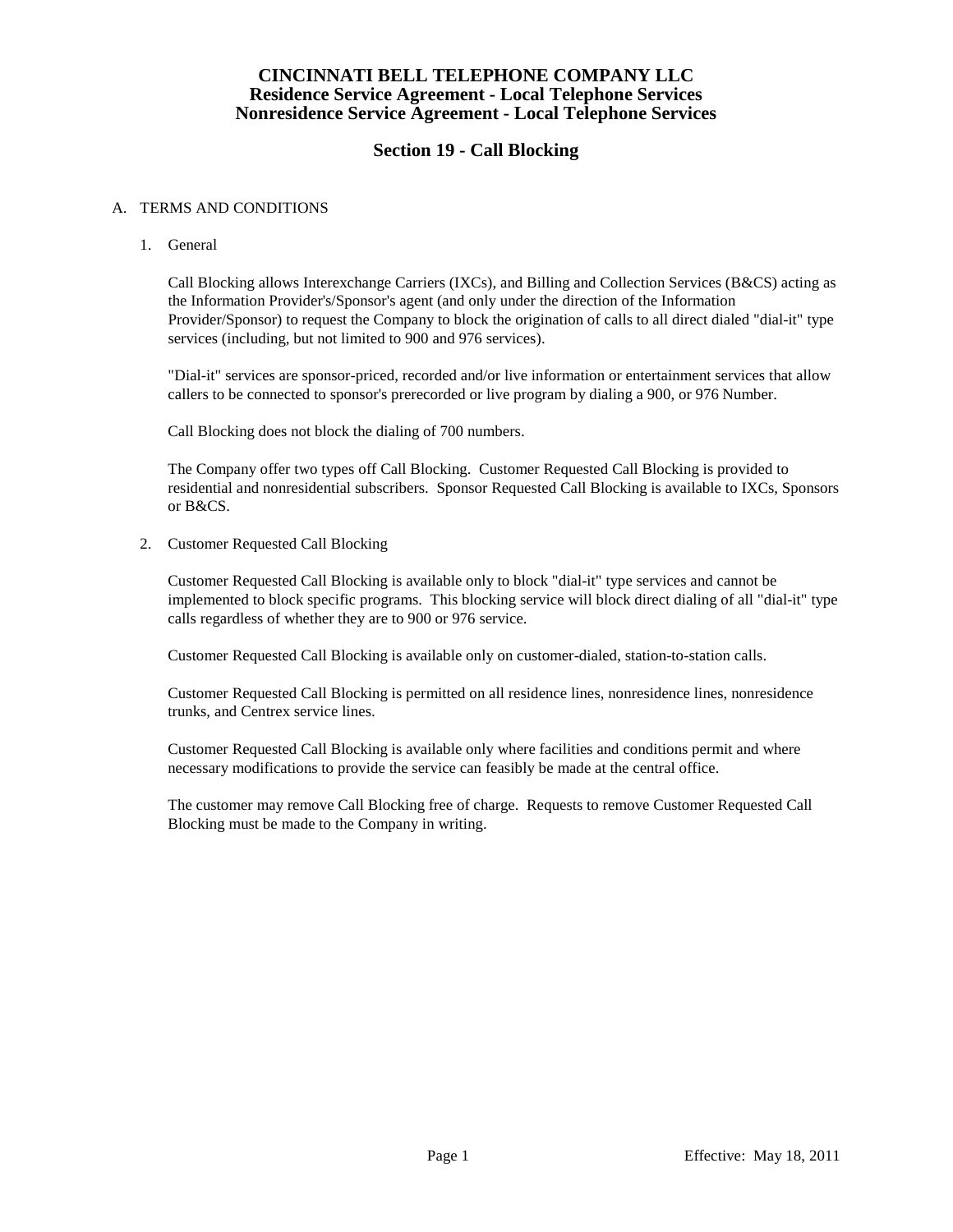# CINCINNATI BELL TELEPHONE COMPANY LLC
## Residence Service Agreement - Local Telephone Services
## Nonresidence Service Agreement - Local Telephone Services

## Section 19 - Call Blocking

A. TERMS AND CONDITIONS

1. General

   Call Blocking allows Interexchange Carriers (IXCs), and Billing and Collection Services (B&CS) acting as the Information Provider's/Sponsor's agent (and only under the direction of the Information Provider/Sponsor) to request the Company to block the origination of calls to all direct dialed "dial-it" type services (including, but not limited to 900 and 976 services).

   "Dial-it" services are sponsor-priced, recorded and/or live information or entertainment services that allow callers to be connected to sponsor's prerecorded or live program by dialing a 900, or 976 Number.

   Call Blocking does not block the dialing of 700 numbers.

   The Company offer two types off Call Blocking. Customer Requested Call Blocking is provided to residential and nonresidential subscribers. Sponsor Requested Call Blocking is available to IXCs, Sponsors or B&CS.

2. Customer Requested Call Blocking

   Customer Requested Call Blocking is available only to block "dial-it" type services and cannot be implemented to block specific programs. This blocking service will block direct dialing of all "dial-it" type calls regardless of whether they are to 900 or 976 service.

   Customer Requested Call Blocking is available only on customer-dialed, station-to-station calls.

   Customer Requested Call Blocking is permitted on all residence lines, nonresidence lines, nonresidence trunks, and Centrex service lines.

   Customer Requested Call Blocking is available only where facilities and conditions permit and where necessary modifications to provide the service can feasibly be made at the central office.

   The customer may remove Call Blocking free of charge. Requests to remove Customer Requested Call Blocking must be made to the Company in writing.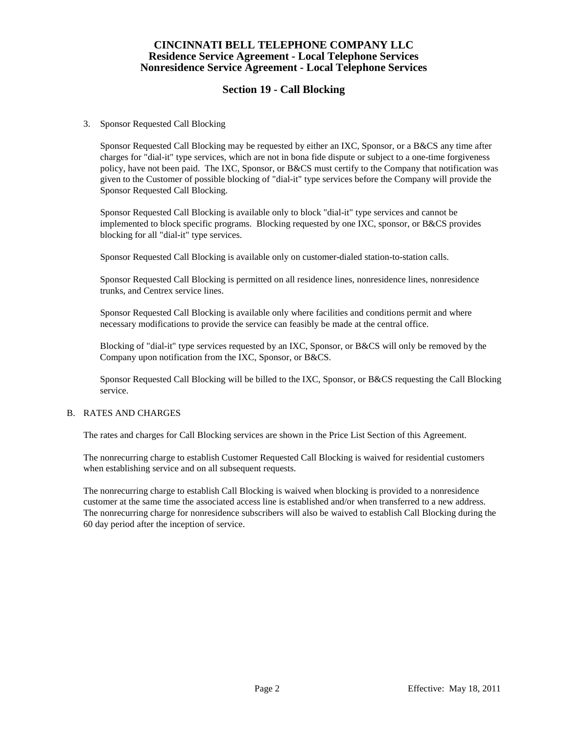# CINCINNATI BELL TELEPHONE COMPANY LLC
## Residence Service Agreement - Local Telephone Services
## Nonresidence Service Agreement - Local Telephone Services

## Section 19 - Call Blocking

3. Sponsor Requested Call Blocking

   Sponsor Requested Call Blocking may be requested by either an IXC, Sponsor, or a B&CS any time after charges for "dial-it" type services, which are not in bona fide dispute or subject to a one-time forgiveness policy, have not been paid. The IXC, Sponsor, or B&CS must certify to the Company that notification was given to the Customer of possible blocking of "dial-it" type services before the Company will provide the Sponsor Requested Call Blocking.

   Sponsor Requested Call Blocking is available only to block "dial-it" type services and cannot be implemented to block specific programs. Blocking requested by one IXC, sponsor, or B&CS provides blocking for all "dial-it" type services.

   Sponsor Requested Call Blocking is available only on customer-dialed station-to-station calls.

   Sponsor Requested Call Blocking is permitted on all residence lines, nonresidence lines, nonresidence trunks, and Centrex service lines.

   Sponsor Requested Call Blocking is available only where facilities and conditions permit and where necessary modifications to provide the service can feasibly be made at the central office.

   Blocking of "dial-it" type services requested by an IXC, Sponsor, or B&CS will only be removed by the Company upon notification from the IXC, Sponsor, or B&CS.

   Sponsor Requested Call Blocking will be billed to the IXC, Sponsor, or B&CS requesting the Call Blocking service.

B. RATES AND CHARGES

   The rates and charges for Call Blocking services are shown in the Price List Section of this Agreement.

   The nonrecurring charge to establish Customer Requested Call Blocking is waived for residential customers when establishing service and on all subsequent requests.

   The nonrecurring charge to establish Call Blocking is waived when blocking is provided to a nonresidence customer at the same time the associated access line is established and/or when transferred to a new address. The nonrecurring charge for nonresidence subscribers will also be waived to establish Call Blocking during the 60 day period after the inception of service.

Effective: May 18, 2011